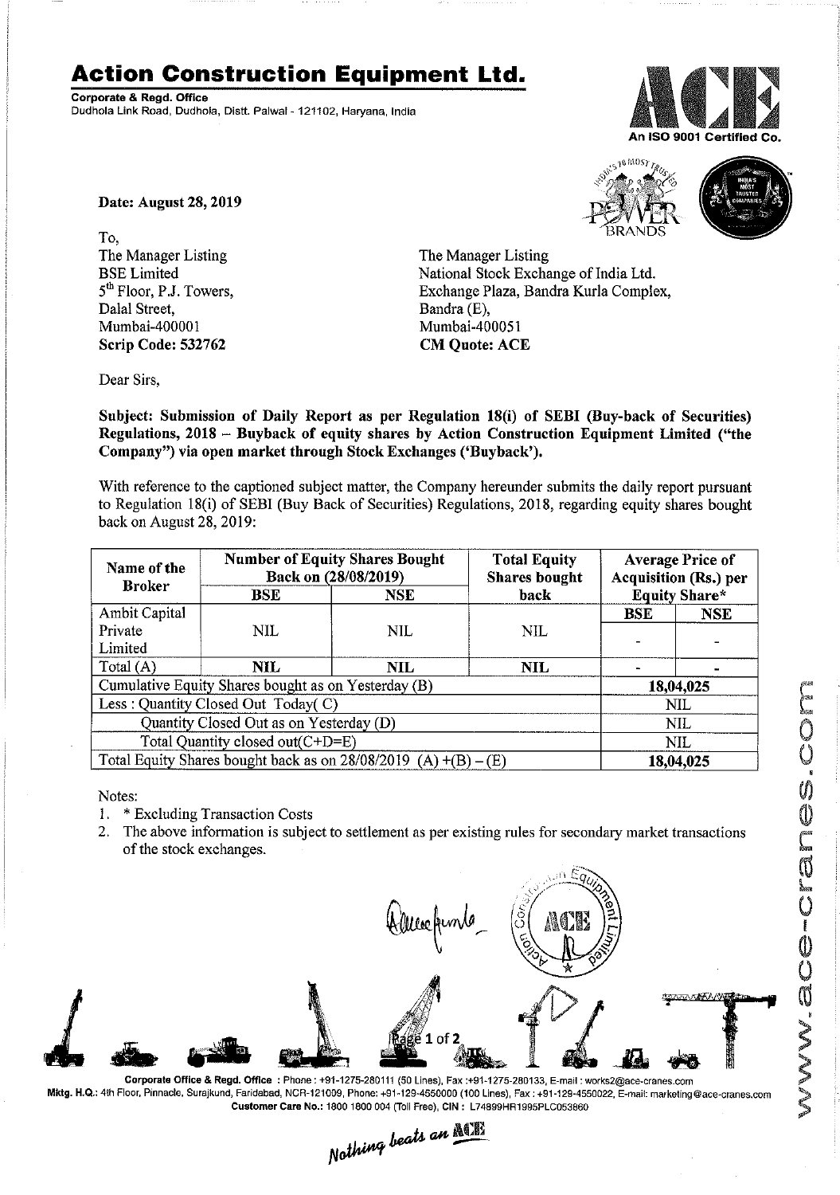# Action Construction Equipment Ltd.

**Corporate & Regd. Office**
Dudhola Link Road, Dudhola, Distt. Palwal - 121102, Haryana, India

An ISO 9001 Certified Co.

**Date: August 28, 2019**

To,

The Manager Listing
BSE Limited
5th Floor, P.J. Towers,
Dalal Street,
Mumbai-400001
**Scrip Code: 532762**

The Manager Listing
National Stock Exchange of India Ltd.
Exchange Plaza, Bandra Kurla Complex,
Bandra (E),
Mumbai-400051
**CM Quote: ACE**

Dear Sirs,

**Subject: Submission of Daily Report as per Regulation 18(i) of SEBI (Buy-back of Securities) Regulations, 2018 – Buyback of equity shares by Action Construction Equipment Limited ("the Company") via open market through Stock Exchanges ('Buyback').**

With reference to the captioned subject matter, the Company hereunder submits the daily report pursuant to Regulation 18(i) of SEBI (Buy Back of Securities) Regulations, 2018, regarding equity shares bought back on August 28, 2019:

| Name of the Broker | Number of Equity Shares Bought Back on (28/08/2019) | | Total Equity Shares bought back | Average Price of Acquisition (Rs.) per Equity Share* | |
|---|---|---|---|---|---|
| | BSE | NSE | | BSE | NSE |
| Ambit Capital Private Limited | NIL | NIL | NIL | - | - |
| Total (A) | NIL | NIL | NIL | - | - |
| Cumulative Equity Shares bought as on Yesterday (B) | | | | 18,04,025 | |
| Less : Quantity Closed Out Today( C) | | | | NIL | |
| Quantity Closed Out as on Yesterday (D) | | | | NIL | |
| Total Quantity closed out(C+D=E) | | | | NIL | |
| Total Equity Shares bought back as on 28/08/2019 (A) +(B) – (E) | | | | 18,04,025 | |

Notes:

1. * Excluding Transaction Costs
2. The above information is subject to settlement as per existing rules for secondary market transactions of the stock exchanges.

**Corporate Office & Regd. Office** : Phone : +91-1275-280111 (50 Lines), Fax :+91-1275-280133, E-mail : works2@ace-cranes.com
**Mktg. H.Q.:** 4th Floor, Pinnacle, Surajkund, Faridabad, NCR-121009, Phone: +91-129-4550000 (100 Lines), Fax : +91-129-4550022, E-mail: marketing@ace-cranes.com
**Customer Care No.:** 1800 1800 004 (Toll Free), **CIN :** L74899HR1995PLC053860

*Nothing beats an ACE*

www.ace-cranes.com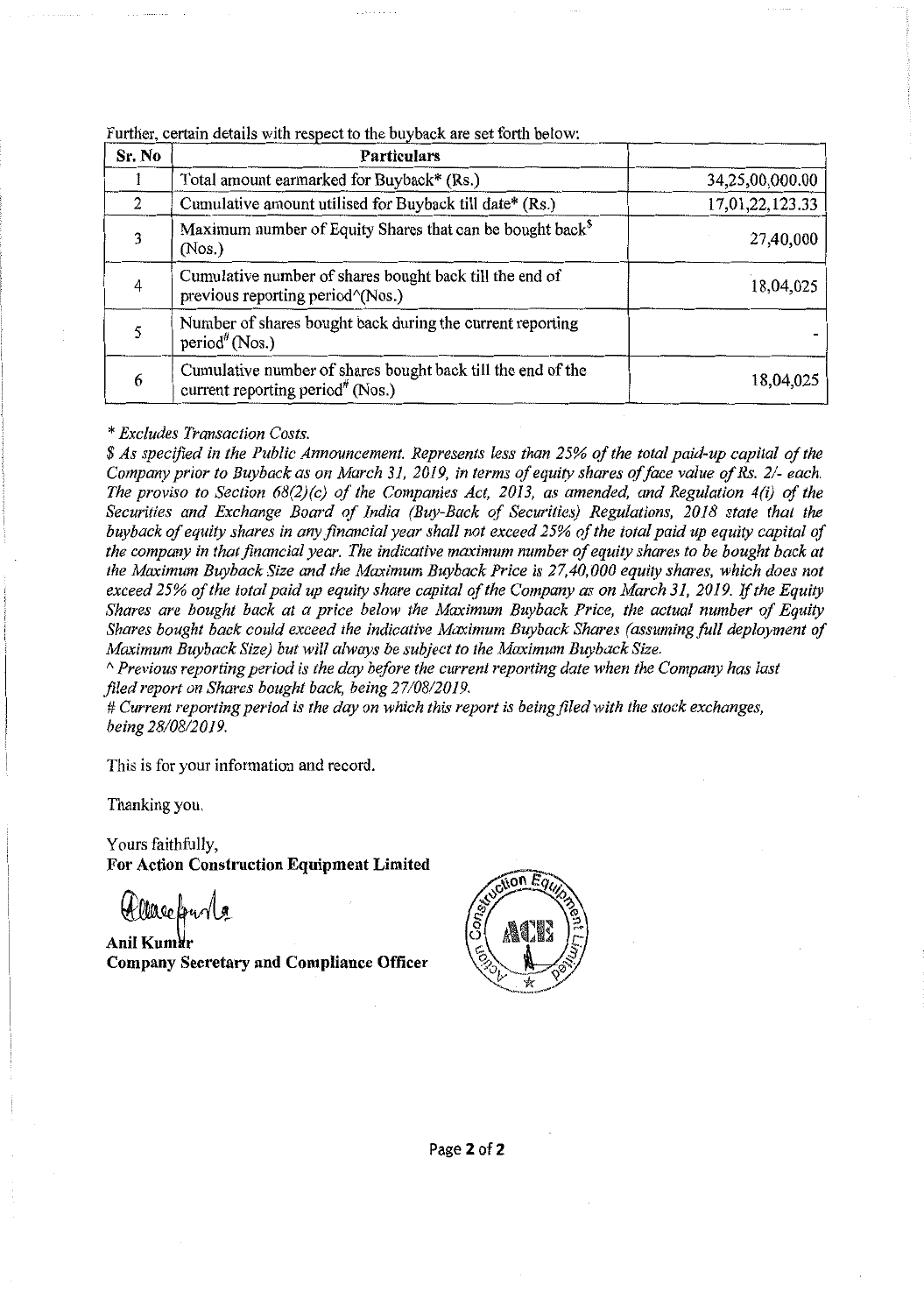Further, certain details with respect to the buyback are set forth below:

| Sr. No | Particulars | |
|---|---|---|
| 1 | Total amount earmarked for Buyback* (Rs.) | 34,25,00,000.00 |
| 2 | Cumulative amount utilised for Buyback till date* (Rs.) | 17,01,22,123.33 |
| 3 | Maximum number of Equity Shares that can be bought back$ (Nos.) | 27,40,000 |
| 4 | Cumulative number of shares bought back till the end of previous reporting period^(Nos.) | 18,04,025 |
| 5 | Number of shares bought back during the current reporting period# (Nos.) | - |
| 6 | Cumulative number of shares bought back till the end of the current reporting period# (Nos.) | 18,04,025 |

*\* Excludes Transaction Costs.*

*$ As specified in the Public Announcement. Represents less than 25% of the total paid-up capital of the Company prior to Buyback as on March 31, 2019, in terms of equity shares of face value of Rs. 2/- each. The proviso to Section 68(2)(c) of the Companies Act, 2013, as amended, and Regulation 4(i) of the Securities and Exchange Board of India (Buy-Back of Securities) Regulations, 2018 state that the buyback of equity shares in any financial year shall not exceed 25% of the total paid up equity capital of the company in that financial year. The indicative maximum number of equity shares to be bought back at the Maximum Buyback Size and the Maximum Buyback Price is 27,40,000 equity shares, which does not exceed 25% of the total paid up equity share capital of the Company as on March 31, 2019. If the Equity Shares are bought back at a price below the Maximum Buyback Price, the actual number of Equity Shares bought back could exceed the indicative Maximum Buyback Shares (assuming full deployment of Maximum Buyback Size) but will always be subject to the Maximum Buyback Size.*

*^ Previous reporting period is the day before the current reporting date when the Company has last filed report on Shares bought back, being 27/08/2019.*

*# Current reporting period is the day on which this report is being filed with the stock exchanges, being 28/08/2019.*

This is for your information and record.

Thanking you,

Yours faithfully,
**For Action Construction Equipment Limited**

**Anil Kumar**
**Company Secretary and Compliance Officer**